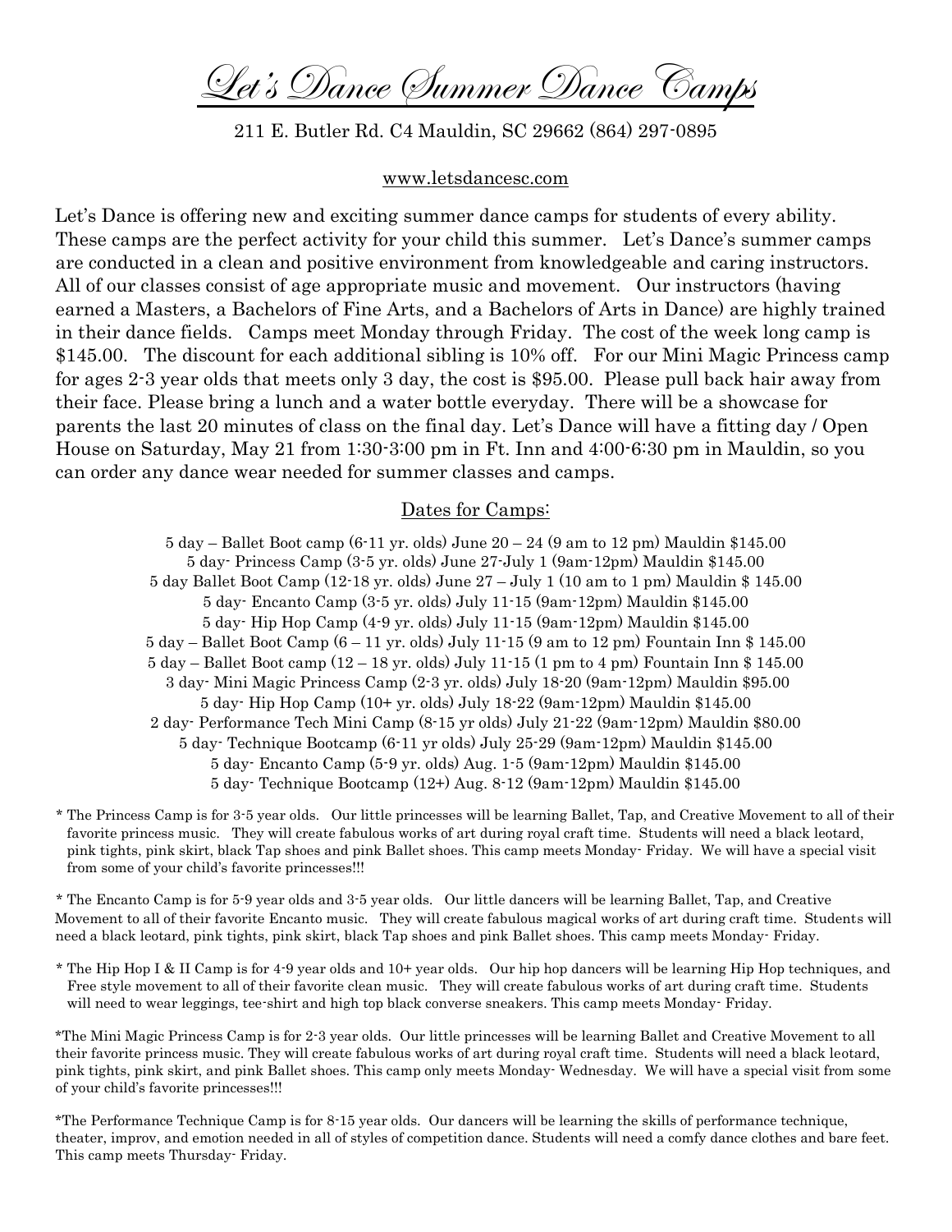# Let's Dance Summer Dance Camps

211 E. Butler Rd. C4 Mauldin, SC 29662 (864) 297-0895

www.letsdancesc.com

Let's Dance is offering new and exciting summer dance camps for students of every ability. These camps are the perfect activity for your child this summer. Let's Dance's summer camps are conducted in a clean and positive environment from knowledgeable and caring instructors. All of our classes consist of age appropriate music and movement. Our instructors (having earned a Masters, a Bachelors of Fine Arts, and a Bachelors of Arts in Dance) are highly trained in their dance fields. Camps meet Monday through Friday. The cost of the week long camp is $145.00. The discount for each additional sibling is 10% off. For our Mini Magic Princess camp for ages 2-3 year olds that meets only 3 day, the cost is $95.00. Please pull back hair away from their face. Please bring a lunch and a water bottle everyday. There will be a showcase for parents the last 20 minutes of class on the final day. Let's Dance will have a fitting day / Open House on Saturday, May 21 from 1:30-3:00 pm in Ft. Inn and 4:00-6:30 pm in Mauldin, so you can order any dance wear needed for summer classes and camps.

## Dates for Camps:

5 day – Ballet Boot camp (6-11 yr. olds) June 20 – 24 (9 am to 12 pm) Mauldin $145.00
5 day- Princess Camp (3-5 yr. olds) June 27-July 1 (9am-12pm) Mauldin $145.00
5 day Ballet Boot Camp (12-18 yr. olds) June 27 – July 1 (10 am to 1 pm) Mauldin $ 145.00
5 day- Encanto Camp (3-5 yr. olds) July 11-15 (9am-12pm) Mauldin $145.00
5 day- Hip Hop Camp (4-9 yr. olds) July 11-15 (9am-12pm) Mauldin $145.00
5 day – Ballet Boot Camp (6 – 11 yr. olds) July 11-15 (9 am to 12 pm) Fountain Inn $ 145.00
5 day – Ballet Boot camp (12 – 18 yr. olds) July 11-15 (1 pm to 4 pm) Fountain Inn $ 145.00
3 day- Mini Magic Princess Camp (2-3 yr. olds) July 18-20 (9am-12pm) Mauldin $95.00
5 day- Hip Hop Camp (10+ yr. olds) July 18-22 (9am-12pm) Mauldin $145.00
2 day- Performance Tech Mini Camp (8-15 yr olds) July 21-22 (9am-12pm) Mauldin $80.00
5 day- Technique Bootcamp (6-11 yr olds) July 25-29 (9am-12pm) Mauldin $145.00
5 day- Encanto Camp (5-9 yr. olds) Aug. 1-5 (9am-12pm) Mauldin $145.00
5 day- Technique Bootcamp (12+) Aug. 8-12 (9am-12pm) Mauldin $145.00

* The Princess Camp is for 3-5 year olds. Our little princesses will be learning Ballet, Tap, and Creative Movement to all of their favorite princess music. They will create fabulous works of art during royal craft time. Students will need a black leotard, pink tights, pink skirt, black Tap shoes and pink Ballet shoes. This camp meets Monday- Friday. We will have a special visit from some of your child's favorite princesses!!!

* The Encanto Camp is for 5-9 year olds and 3-5 year olds. Our little dancers will be learning Ballet, Tap, and Creative Movement to all of their favorite Encanto music. They will create fabulous magical works of art during craft time. Students will need a black leotard, pink tights, pink skirt, black Tap shoes and pink Ballet shoes. This camp meets Monday- Friday.

* The Hip Hop I & II Camp is for 4-9 year olds and 10+ year olds. Our hip hop dancers will be learning Hip Hop techniques, and Free style movement to all of their favorite clean music. They will create fabulous works of art during craft time. Students will need to wear leggings, tee-shirt and high top black converse sneakers. This camp meets Monday- Friday.

*The Mini Magic Princess Camp is for 2-3 year olds. Our little princesses will be learning Ballet and Creative Movement to all their favorite princess music. They will create fabulous works of art during royal craft time. Students will need a black leotard, pink tights, pink skirt, and pink Ballet shoes. This camp only meets Monday- Wednesday. We will have a special visit from some of your child's favorite princesses!!!

*The Performance Technique Camp is for 8-15 year olds. Our dancers will be learning the skills of performance technique, theater, improv, and emotion needed in all of styles of competition dance. Students will need a comfy dance clothes and bare feet. This camp meets Thursday- Friday.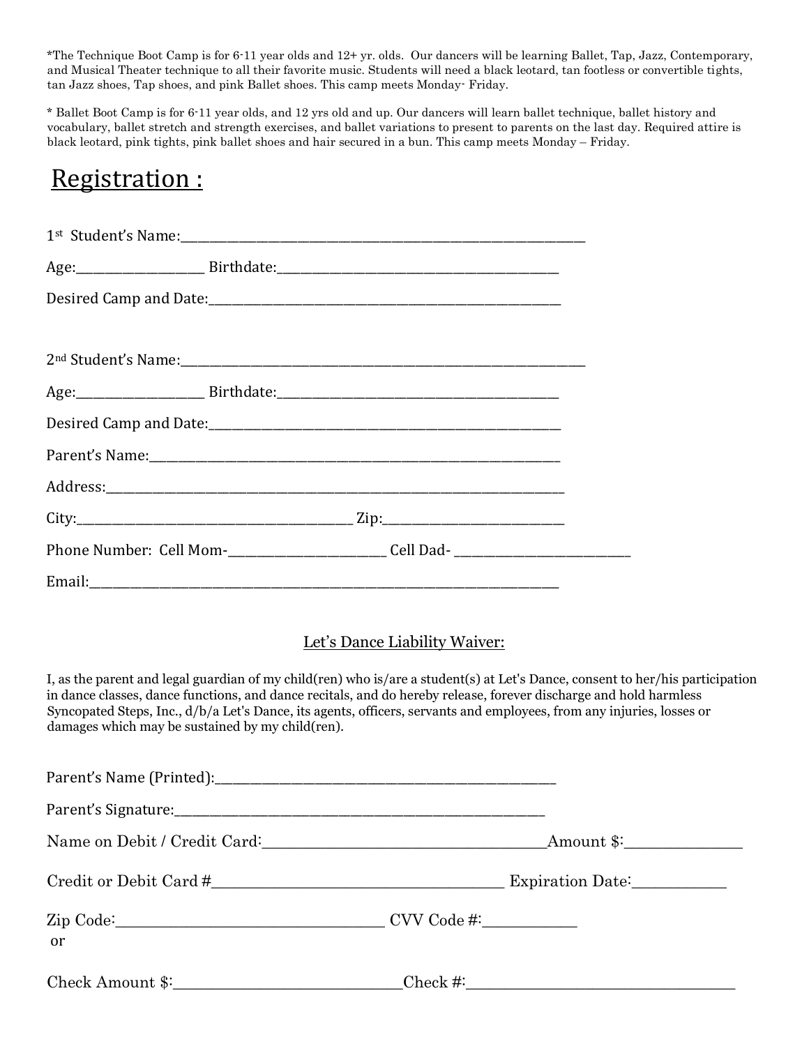*The Technique Boot Camp is for 6-11 year olds and 12+ yr. olds. Our dancers will be learning Ballet, Tap, Jazz, Contemporary, and Musical Theater technique to all their favorite music. Students will need a black leotard, tan footless or convertible tights, tan Jazz shoes, Tap shoes, and pink Ballet shoes. This camp meets Monday- Friday.

* Ballet Boot Camp is for 6-11 year olds, and 12 yrs old and up. Our dancers will learn ballet technique, ballet history and vocabulary, ballet stretch and strength exercises, and ballet variations to present to parents on the last day. Required attire is black leotard, pink tights, pink ballet shoes and hair secured in a bun. This camp meets Monday – Friday.

# Registration :

1st Student's Name:______________________________________________________________

Age:__________________ Birthdate:__________________________________________

Desired Camp and Date:____________________________________________________

2nd Student's Name:______________________________________________________________

Age:__________________ Birthdate:__________________________________________

Desired Camp and Date:____________________________________________________

Parent's Name:______________________________________________________________

Address:______________________________________________________________________

City:________________________________________ Zip:__________________________

Phone Number: Cell Mom-_______________________ Cell Dad- _________________________

Email:______________________________________________________________________

## Let's Dance Liability Waiver:

I, as the parent and legal guardian of my child(ren) who is/are a student(s) at Let's Dance, consent to her/his participation in dance classes, dance functions, and dance recitals, and do hereby release, forever discharge and hold harmless Syncopated Steps, Inc., d/b/a Let's Dance, its agents, officers, servants and employees, from any injuries, losses or damages which may be sustained by my child(ren).

Parent's Name (Printed):______________________________________________

Parent's Signature:___________________________________________________

Name on Debit / Credit Card:____________________________________Amount $:_______________

Credit or Debit Card #_____________________________________ Expiration Date:____________

Zip Code:__________________________________ CVV Code #:____________

or

Check Amount $:____________________________Check #:________________________________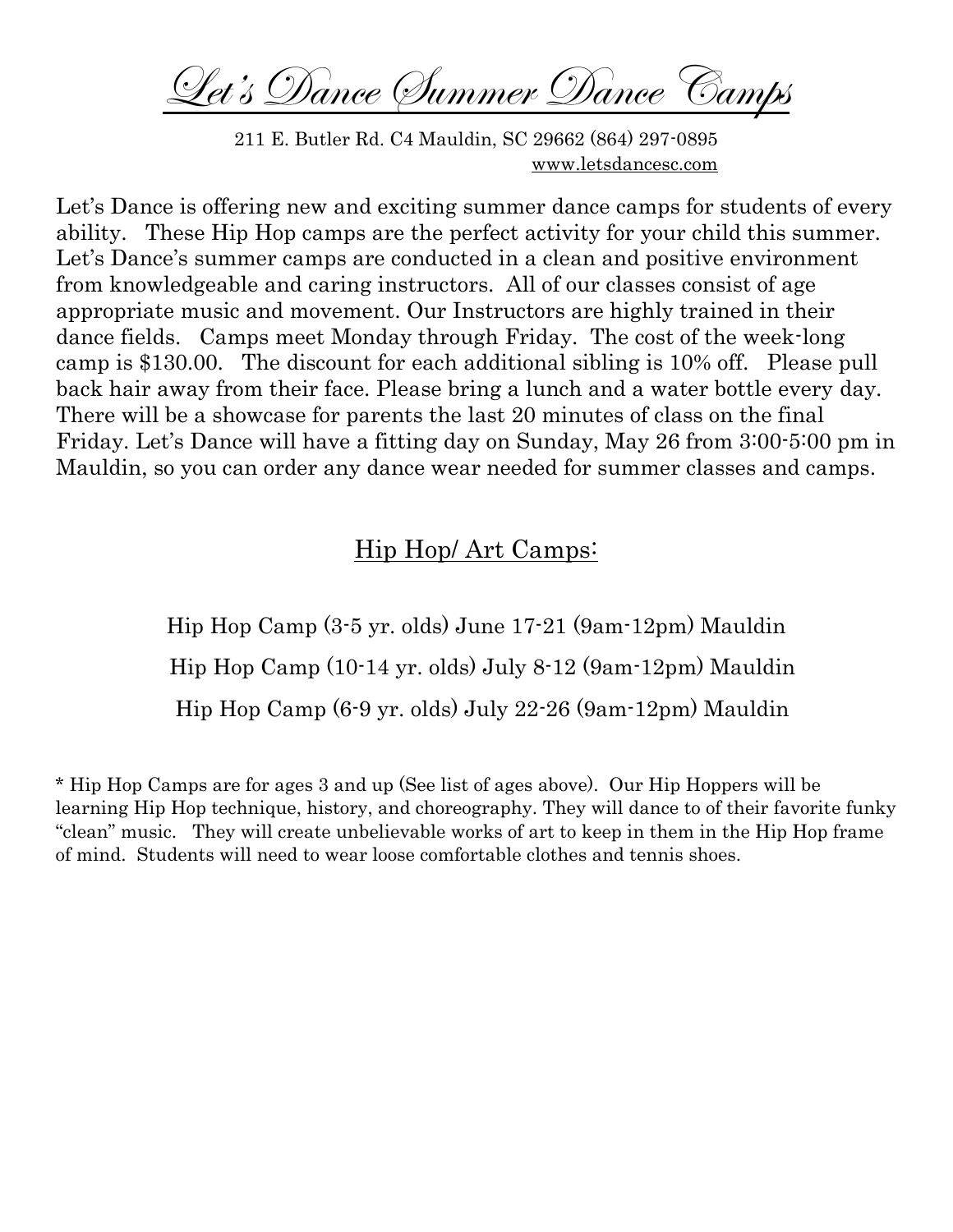# Let's Dance Summer Dance Camps

211 E. Butler Rd. C4 Mauldin, SC 29662 (864) 297-0895
www.letsdancesc.com

Let's Dance is offering new and exciting summer dance camps for students of every ability. These Hip Hop camps are the perfect activity for your child this summer. Let's Dance's summer camps are conducted in a clean and positive environment from knowledgeable and caring instructors. All of our classes consist of age appropriate music and movement. Our Instructors are highly trained in their dance fields. Camps meet Monday through Friday. The cost of the week-long camp is $130.00. The discount for each additional sibling is 10% off. Please pull back hair away from their face. Please bring a lunch and a water bottle every day. There will be a showcase for parents the last 20 minutes of class on the final Friday. Let's Dance will have a fitting day on Sunday, May 26 from 3:00-5:00 pm in Mauldin, so you can order any dance wear needed for summer classes and camps.

## Hip Hop/ Art Camps:

Hip Hop Camp (3-5 yr. olds) June 17-21 (9am-12pm) Mauldin

Hip Hop Camp (10-14 yr. olds) July 8-12 (9am-12pm) Mauldin

Hip Hop Camp (6-9 yr. olds) July 22-26 (9am-12pm) Mauldin

* Hip Hop Camps are for ages 3 and up (See list of ages above). Our Hip Hoppers will be learning Hip Hop technique, history, and choreography. They will dance to of their favorite funky "clean" music. They will create unbelievable works of art to keep in them in the Hip Hop frame of mind. Students will need to wear loose comfortable clothes and tennis shoes.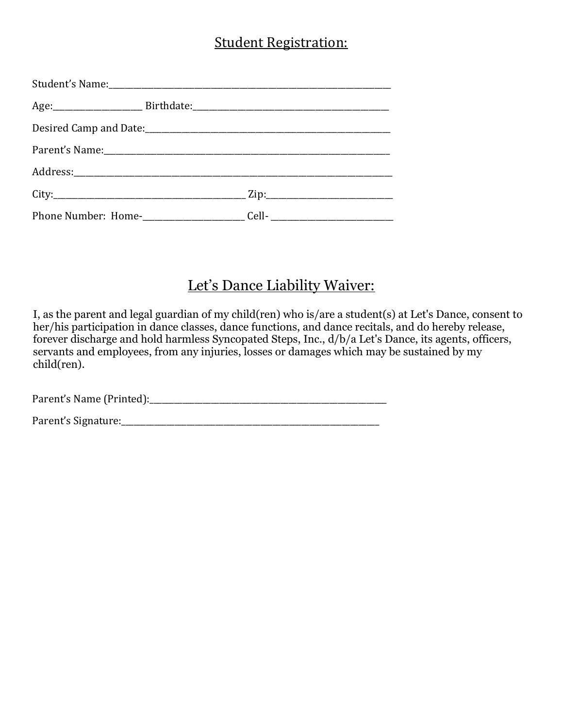## Student Registration:

Student's Name:\_\_\_\_\_\_\_\_\_\_\_\_\_\_\_\_\_\_\_\_\_\_\_\_\_\_\_\_\_\_\_\_\_\_\_\_\_\_\_\_\_\_\_\_\_\_\_\_\_\_\_\_\_\_\_\_\_\_\_\_\_\_\_\_

Age:\_\_\_\_\_\_\_\_\_\_\_\_\_\_\_\_\_\_\_\_ Birthdate:\_\_\_\_\_\_\_\_\_\_\_\_\_\_\_\_\_\_\_\_\_\_\_\_\_\_\_\_\_\_\_\_\_\_\_\_\_\_\_\_\_\_\_\_\_

Desired Camp and Date:\_\_\_\_\_\_\_\_\_\_\_\_\_\_\_\_\_\_\_\_\_\_\_\_\_\_\_\_\_\_\_\_\_\_\_\_\_\_\_\_\_\_\_\_\_\_\_\_\_\_\_\_\_\_\_\_\_\_

Parent's Name:\_\_\_\_\_\_\_\_\_\_\_\_\_\_\_\_\_\_\_\_\_\_\_\_\_\_\_\_\_\_\_\_\_\_\_\_\_\_\_\_\_\_\_\_\_\_\_\_\_\_\_\_\_\_\_\_\_\_\_\_\_\_\_\_

Address:\_\_\_\_\_\_\_\_\_\_\_\_\_\_\_\_\_\_\_\_\_\_\_\_\_\_\_\_\_\_\_\_\_\_\_\_\_\_\_\_\_\_\_\_\_\_\_\_\_\_\_\_\_\_\_\_\_\_\_\_\_\_\_\_\_\_\_\_\_\_\_

City:\_\_\_\_\_\_\_\_\_\_\_\_\_\_\_\_\_\_\_\_\_\_\_\_\_\_\_\_\_\_\_\_\_\_\_\_\_\_\_\_\_\_\_\_\_ Zip:\_\_\_\_\_\_\_\_\_\_\_\_\_\_\_\_\_\_\_\_\_\_\_\_\_\_\_\_\_\_

Phone Number: Home-\_\_\_\_\_\_\_\_\_\_\_\_\_\_\_\_\_\_\_\_\_\_\_\_ Cell- \_\_\_\_\_\_\_\_\_\_\_\_\_\_\_\_\_\_\_\_\_\_\_\_\_\_\_\_\_

## Let's Dance Liability Waiver:

I, as the parent and legal guardian of my child(ren) who is/are a student(s) at Let's Dance, consent to her/his participation in dance classes, dance functions, and dance recitals, and do hereby release, forever discharge and hold harmless Syncopated Steps, Inc., d/b/a Let's Dance, its agents, officers, servants and employees, from any injuries, losses or damages which may be sustained by my child(ren).

Parent's Name (Printed):\_\_\_\_\_\_\_\_\_\_\_\_\_\_\_\_\_\_\_\_\_\_\_\_\_\_\_\_\_\_\_\_\_\_\_\_\_\_\_\_\_\_\_\_\_\_\_\_\_\_\_

Parent's Signature:\_\_\_\_\_\_\_\_\_\_\_\_\_\_\_\_\_\_\_\_\_\_\_\_\_\_\_\_\_\_\_\_\_\_\_\_\_\_\_\_\_\_\_\_\_\_\_\_\_\_\_\_\_\_\_\_\_\_\_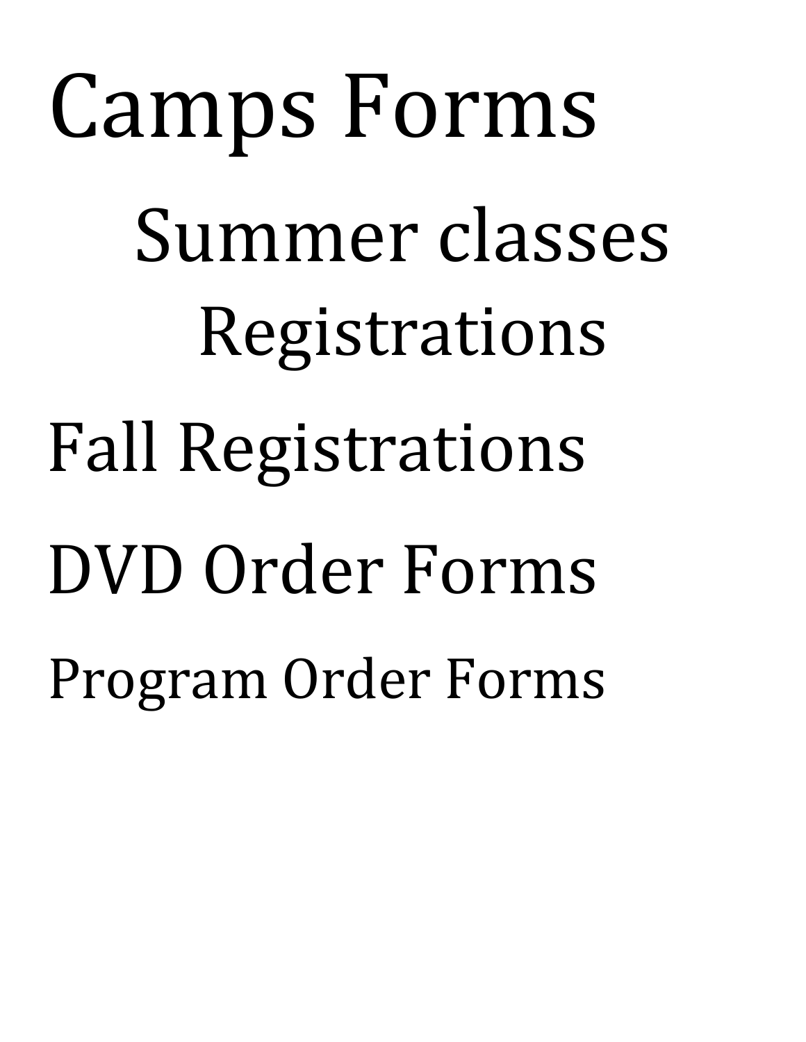# Camps Forms

## Summer classes Registrations

# Fall Registrations

# DVD Order Forms

## Program Order Forms